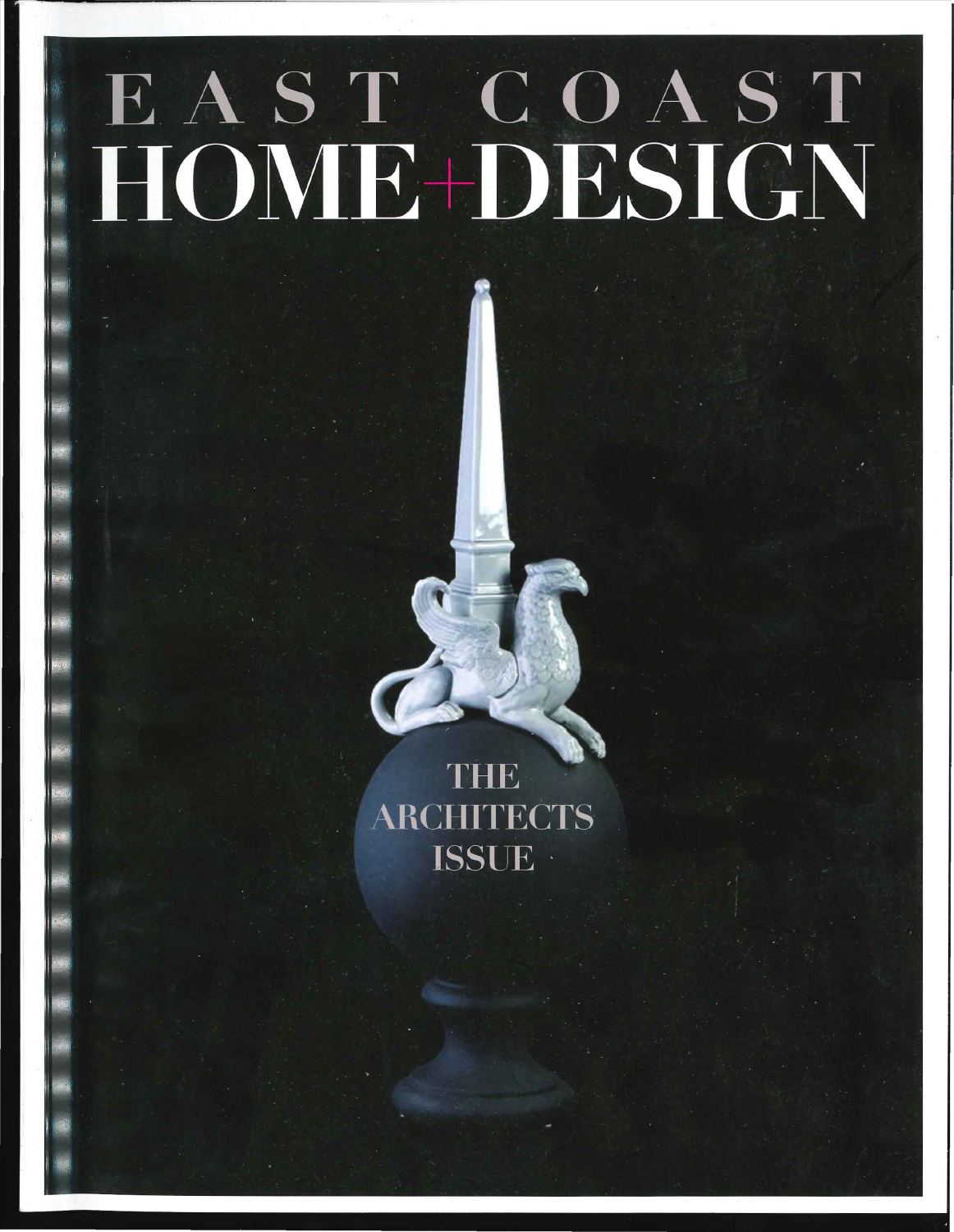# EAST COAST HOME+DESIGN

THE ARCHITECTS ISSUE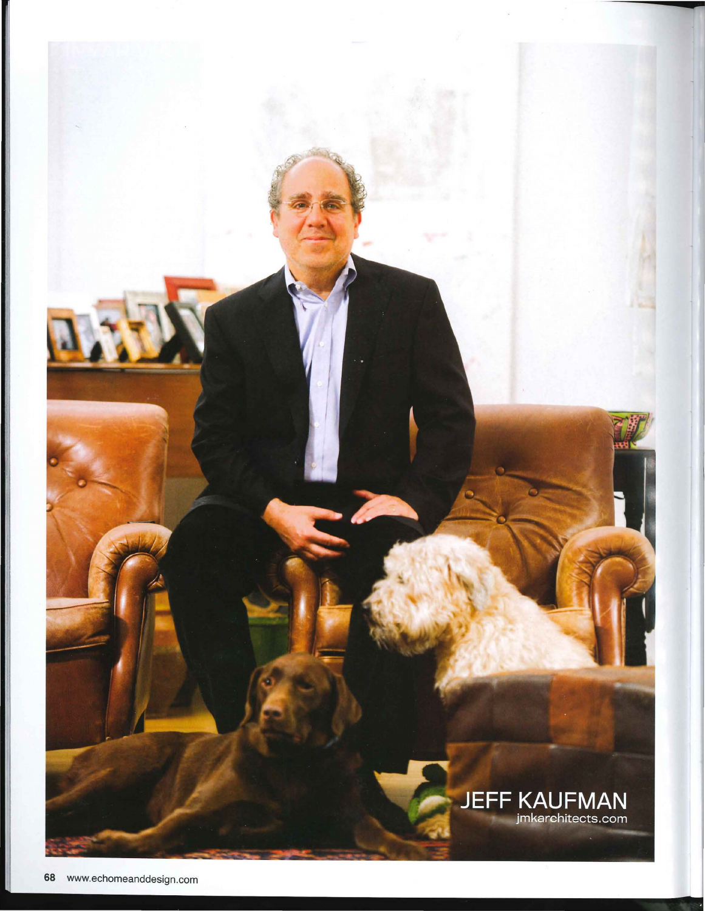JEFF KAUFMAN
jmkarchitects.com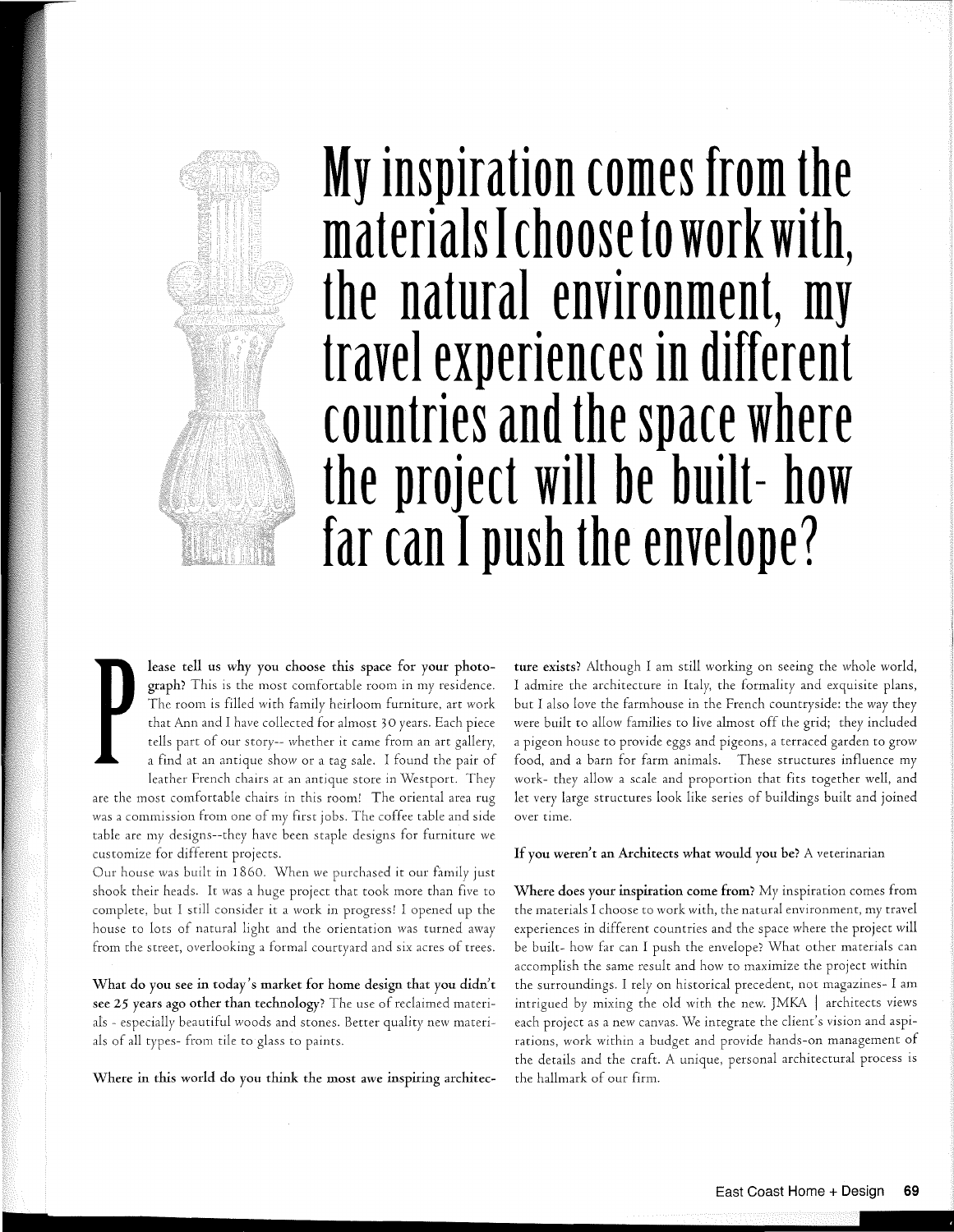# My inspiration comes from the materials I choose to work with, the natural environment, my travel experiences in different countries and the space where the project will be built- how far can I push the envelope?

**Please tell us why you choose this space for your photograph?** This is the most comfortable room in my residence. The room is filled with family heirloom furniture, art work that Ann and I have collected for almost 30 years. Each piece tells part of our story-- whether it came from an art gallery, a find at an antique show or a tag sale. I found the pair of leather French chairs at an antique store in Westport. They are the most comfortable chairs in this room! The oriental area rug was a commission from one of my first jobs. The coffee table and side table are my designs--they have been staple designs for furniture we customize for different projects.

Our house was built in 1860. When we purchased it our family just shook their heads. It was a huge project that took more than five to complete, but I still consider it a work in progress! I opened up the house to lots of natural light and the orientation was turned away from the street, overlooking a formal courtyard and six acres of trees.

**What do you see in today's market for home design that you didn't see 25 years ago other than technology?** The use of reclaimed materials - especially beautiful woods and stones. Better quality new materials of all types- from tile to glass to paints.

**Where in this world do you think the most awe inspiring architecture exists?** Although I am still working on seeing the whole world, I admire the architecture in Italy, the formality and exquisite plans, but I also love the farmhouse in the French countryside: the way they were built to allow families to live almost off the grid; they included a pigeon house to provide eggs and pigeons, a terraced garden to grow food, and a barn for farm animals. These structures influence my work- they allow a scale and proportion that fits together well, and let very large structures look like series of buildings built and joined over time.

**If you weren't an Architects what would you be?** A veterinarian

**Where does your inspiration come from?** My inspiration comes from the materials I choose to work with, the natural environment, my travel experiences in different countries and the space where the project will be built- how far can I push the envelope? What other materials can accomplish the same result and how to maximize the project within the surroundings. I rely on historical precedent, not magazines- I am intrigued by mixing the old with the new. JMKA | architects views each project as a new canvas. We integrate the client's vision and aspirations, work within a budget and provide hands-on management of the details and the craft. A unique, personal architectural process is the hallmark of our firm.